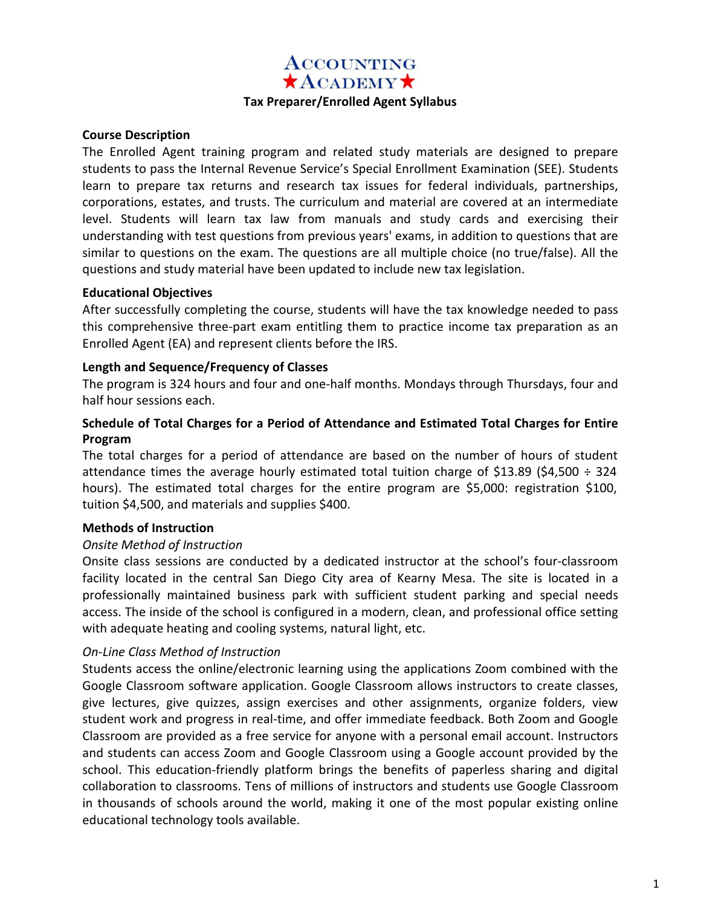# ACCOUNTING ★ACADEMY★

## Tax Preparer/Enrolled Agent Syllabus

**Course Description**

The Enrolled Agent training program and related study materials are designed to prepare students to pass the Internal Revenue Service's Special Enrollment Examination (SEE). Students learn to prepare tax returns and research tax issues for federal individuals, partnerships, corporations, estates, and trusts. The curriculum and material are covered at an intermediate level. Students will learn tax law from manuals and study cards and exercising their understanding with test questions from previous years' exams, in addition to questions that are similar to questions on the exam. The questions are all multiple choice (no true/false). All the questions and study material have been updated to include new tax legislation.

**Educational Objectives**

After successfully completing the course, students will have the tax knowledge needed to pass this comprehensive three-part exam entitling them to practice income tax preparation as an Enrolled Agent (EA) and represent clients before the IRS.

**Length and Sequence/Frequency of Classes**

The program is 324 hours and four and one-half months. Mondays through Thursdays, four and half hour sessions each.

**Schedule of Total Charges for a Period of Attendance and Estimated Total Charges for Entire Program**

The total charges for a period of attendance are based on the number of hours of student attendance times the average hourly estimated total tuition charge of $13.89 ($4,500 ÷ 324 hours). The estimated total charges for the entire program are $5,000: registration $100, tuition $4,500, and materials and supplies $400.

**Methods of Instruction**

*Onsite Method of Instruction*

Onsite class sessions are conducted by a dedicated instructor at the school's four-classroom facility located in the central San Diego City area of Kearny Mesa. The site is located in a professionally maintained business park with sufficient student parking and special needs access. The inside of the school is configured in a modern, clean, and professional office setting with adequate heating and cooling systems, natural light, etc.

*On-Line Class Method of Instruction*

Students access the online/electronic learning using the applications Zoom combined with the Google Classroom software application. Google Classroom allows instructors to create classes, give lectures, give quizzes, assign exercises and other assignments, organize folders, view student work and progress in real-time, and offer immediate feedback. Both Zoom and Google Classroom are provided as a free service for anyone with a personal email account. Instructors and students can access Zoom and Google Classroom using a Google account provided by the school. This education-friendly platform brings the benefits of paperless sharing and digital collaboration to classrooms. Tens of millions of instructors and students use Google Classroom in thousands of schools around the world, making it one of the most popular existing online educational technology tools available.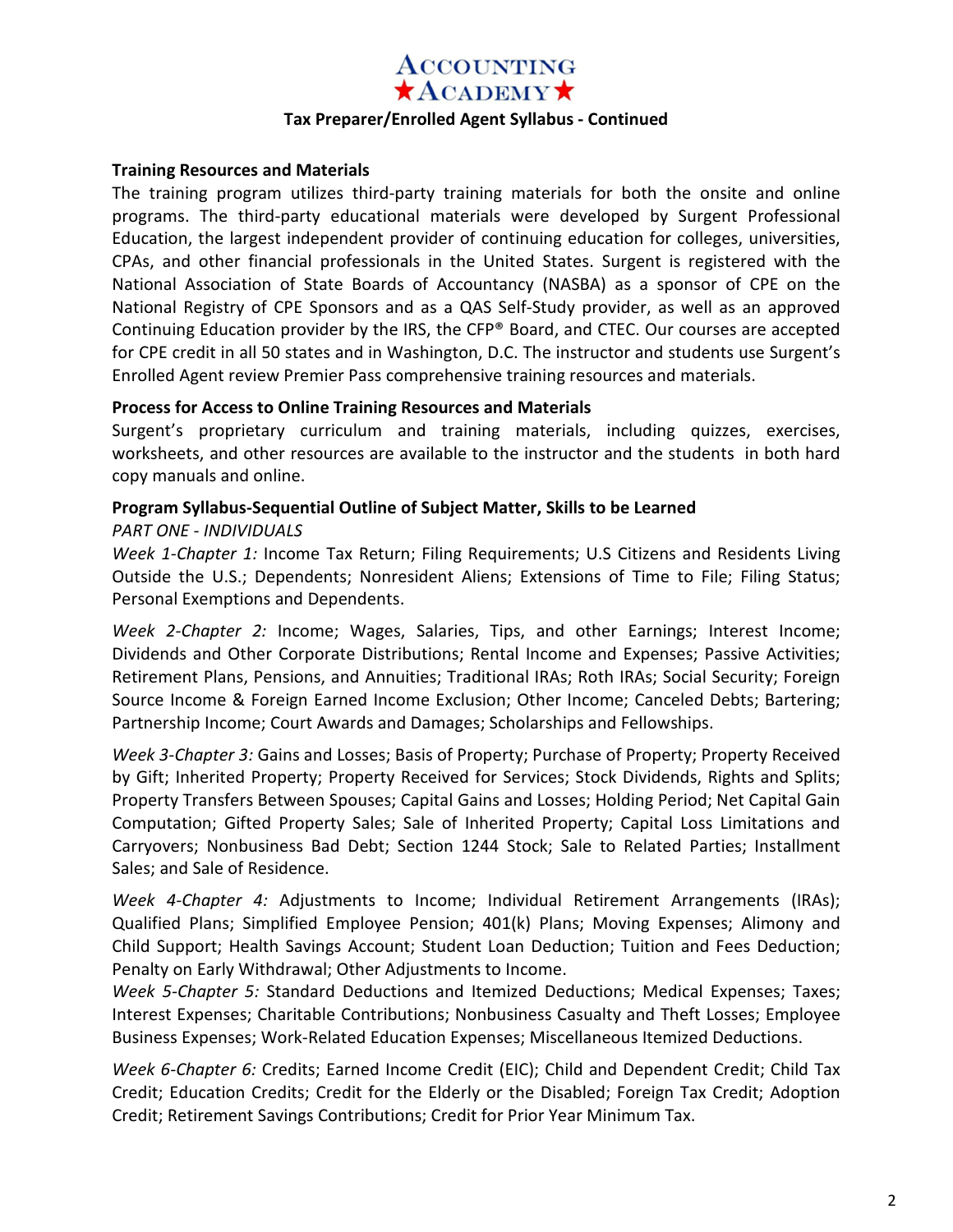**Training Resources and Materials**

The training program utilizes third-party training materials for both the onsite and online programs. The third-party educational materials were developed by Surgent Professional Education, the largest independent provider of continuing education for colleges, universities, CPAs, and other financial professionals in the United States. Surgent is registered with the National Association of State Boards of Accountancy (NASBA) as a sponsor of CPE on the National Registry of CPE Sponsors and as a QAS Self-Study provider, as well as an approved Continuing Education provider by the IRS, the CFP® Board, and CTEC. Our courses are accepted for CPE credit in all 50 states and in Washington, D.C. The instructor and students use Surgent's Enrolled Agent review Premier Pass comprehensive training resources and materials.

**Process for Access to Online Training Resources and Materials**

Surgent's proprietary curriculum and training materials, including quizzes, exercises, worksheets, and other resources are available to the instructor and the students in both hard copy manuals and online.

**Program Syllabus-Sequential Outline of Subject Matter, Skills to be Learned**

*PART ONE - INDIVIDUALS*

*Week 1-Chapter 1:* Income Tax Return; Filing Requirements; U.S Citizens and Residents Living Outside the U.S.; Dependents; Nonresident Aliens; Extensions of Time to File; Filing Status; Personal Exemptions and Dependents.

*Week 2-Chapter 2:* Income; Wages, Salaries, Tips, and other Earnings; Interest Income; Dividends and Other Corporate Distributions; Rental Income and Expenses; Passive Activities; Retirement Plans, Pensions, and Annuities; Traditional IRAs; Roth IRAs; Social Security; Foreign Source Income & Foreign Earned Income Exclusion; Other Income; Canceled Debts; Bartering; Partnership Income; Court Awards and Damages; Scholarships and Fellowships.

*Week 3-Chapter 3:* Gains and Losses; Basis of Property; Purchase of Property; Property Received by Gift; Inherited Property; Property Received for Services; Stock Dividends, Rights and Splits; Property Transfers Between Spouses; Capital Gains and Losses; Holding Period; Net Capital Gain Computation; Gifted Property Sales; Sale of Inherited Property; Capital Loss Limitations and Carryovers; Nonbusiness Bad Debt; Section 1244 Stock; Sale to Related Parties; Installment Sales; and Sale of Residence.

*Week 4-Chapter 4:* Adjustments to Income; Individual Retirement Arrangements (IRAs); Qualified Plans; Simplified Employee Pension; 401(k) Plans; Moving Expenses; Alimony and Child Support; Health Savings Account; Student Loan Deduction; Tuition and Fees Deduction; Penalty on Early Withdrawal; Other Adjustments to Income.

*Week 5-Chapter 5:* Standard Deductions and Itemized Deductions; Medical Expenses; Taxes; Interest Expenses; Charitable Contributions; Nonbusiness Casualty and Theft Losses; Employee Business Expenses; Work-Related Education Expenses; Miscellaneous Itemized Deductions.

*Week 6-Chapter 6:* Credits; Earned Income Credit (EIC); Child and Dependent Credit; Child Tax Credit; Education Credits; Credit for the Elderly or the Disabled; Foreign Tax Credit; Adoption Credit; Retirement Savings Contributions; Credit for Prior Year Minimum Tax.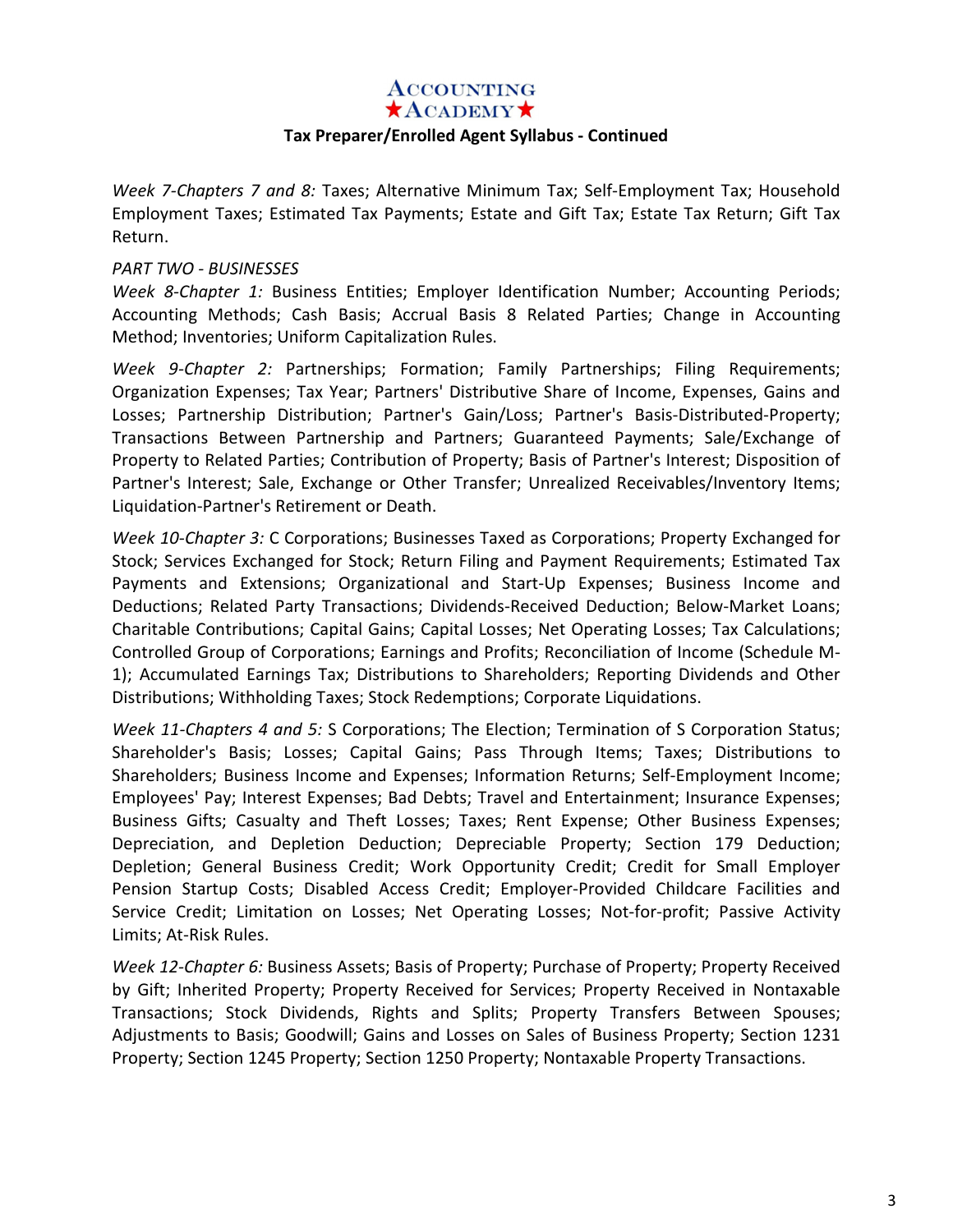# Accounting ★Academy★

## Tax Preparer/Enrolled Agent Syllabus - Continued

*Week 7-Chapters 7 and 8:* Taxes; Alternative Minimum Tax; Self-Employment Tax; Household Employment Taxes; Estimated Tax Payments; Estate and Gift Tax; Estate Tax Return; Gift Tax Return.

*PART TWO - BUSINESSES*

*Week 8-Chapter 1:* Business Entities; Employer Identification Number; Accounting Periods; Accounting Methods; Cash Basis; Accrual Basis 8 Related Parties; Change in Accounting Method; Inventories; Uniform Capitalization Rules.

*Week 9-Chapter 2:* Partnerships; Formation; Family Partnerships; Filing Requirements; Organization Expenses; Tax Year; Partners' Distributive Share of Income, Expenses, Gains and Losses; Partnership Distribution; Partner's Gain/Loss; Partner's Basis-Distributed-Property; Transactions Between Partnership and Partners; Guaranteed Payments; Sale/Exchange of Property to Related Parties; Contribution of Property; Basis of Partner's Interest; Disposition of Partner's Interest; Sale, Exchange or Other Transfer; Unrealized Receivables/Inventory Items; Liquidation-Partner's Retirement or Death.

*Week 10-Chapter 3:* C Corporations; Businesses Taxed as Corporations; Property Exchanged for Stock; Services Exchanged for Stock; Return Filing and Payment Requirements; Estimated Tax Payments and Extensions; Organizational and Start-Up Expenses; Business Income and Deductions; Related Party Transactions; Dividends-Received Deduction; Below-Market Loans; Charitable Contributions; Capital Gains; Capital Losses; Net Operating Losses; Tax Calculations; Controlled Group of Corporations; Earnings and Profits; Reconciliation of Income (Schedule M-1); Accumulated Earnings Tax; Distributions to Shareholders; Reporting Dividends and Other Distributions; Withholding Taxes; Stock Redemptions; Corporate Liquidations.

*Week 11-Chapters 4 and 5:* S Corporations; The Election; Termination of S Corporation Status; Shareholder's Basis; Losses; Capital Gains; Pass Through Items; Taxes; Distributions to Shareholders; Business Income and Expenses; Information Returns; Self-Employment Income; Employees' Pay; Interest Expenses; Bad Debts; Travel and Entertainment; Insurance Expenses; Business Gifts; Casualty and Theft Losses; Taxes; Rent Expense; Other Business Expenses; Depreciation, and Depletion Deduction; Depreciable Property; Section 179 Deduction; Depletion; General Business Credit; Work Opportunity Credit; Credit for Small Employer Pension Startup Costs; Disabled Access Credit; Employer-Provided Childcare Facilities and Service Credit; Limitation on Losses; Net Operating Losses; Not-for-profit; Passive Activity Limits; At-Risk Rules.

*Week 12-Chapter 6:* Business Assets; Basis of Property; Purchase of Property; Property Received by Gift; Inherited Property; Property Received for Services; Property Received in Nontaxable Transactions; Stock Dividends, Rights and Splits; Property Transfers Between Spouses; Adjustments to Basis; Goodwill; Gains and Losses on Sales of Business Property; Section 1231 Property; Section 1245 Property; Section 1250 Property; Nontaxable Property Transactions.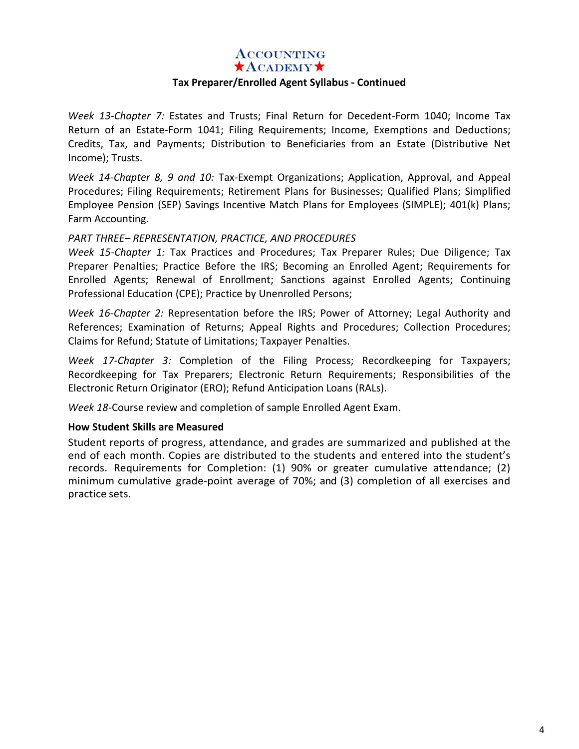**Tax Preparer/Enrolled Agent Syllabus - Continued**

*Week 13-Chapter 7:* Estates and Trusts; Final Return for Decedent-Form 1040; Income Tax Return of an Estate-Form 1041; Filing Requirements; Income, Exemptions and Deductions; Credits, Tax, and Payments; Distribution to Beneficiaries from an Estate (Distributive Net Income); Trusts.

*Week 14-Chapter 8, 9 and 10:* Tax-Exempt Organizations; Application, Approval, and Appeal Procedures; Filing Requirements; Retirement Plans for Businesses; Qualified Plans; Simplified Employee Pension (SEP) Savings Incentive Match Plans for Employees (SIMPLE); 401(k) Plans; Farm Accounting.

*PART THREE– REPRESENTATION, PRACTICE, AND PROCEDURES*

*Week 15-Chapter 1:* Tax Practices and Procedures; Tax Preparer Rules; Due Diligence; Tax Preparer Penalties; Practice Before the IRS; Becoming an Enrolled Agent; Requirements for Enrolled Agents; Renewal of Enrollment; Sanctions against Enrolled Agents; Continuing Professional Education (CPE); Practice by Unenrolled Persons;

*Week 16-Chapter 2:* Representation before the IRS; Power of Attorney; Legal Authority and References; Examination of Returns; Appeal Rights and Procedures; Collection Procedures; Claims for Refund; Statute of Limitations; Taxpayer Penalties.

*Week 17-Chapter 3:* Completion of the Filing Process; Recordkeeping for Taxpayers; Recordkeeping for Tax Preparers; Electronic Return Requirements; Responsibilities of the Electronic Return Originator (ERO); Refund Anticipation Loans (RALs).

*Week 18*-Course review and completion of sample Enrolled Agent Exam.

**How Student Skills are Measured**

Student reports of progress, attendance, and grades are summarized and published at the end of each month. Copies are distributed to the students and entered into the student's records. Requirements for Completion: (1) 90% or greater cumulative attendance; (2) minimum cumulative grade-point average of 70%; and (3) completion of all exercises and practice sets.